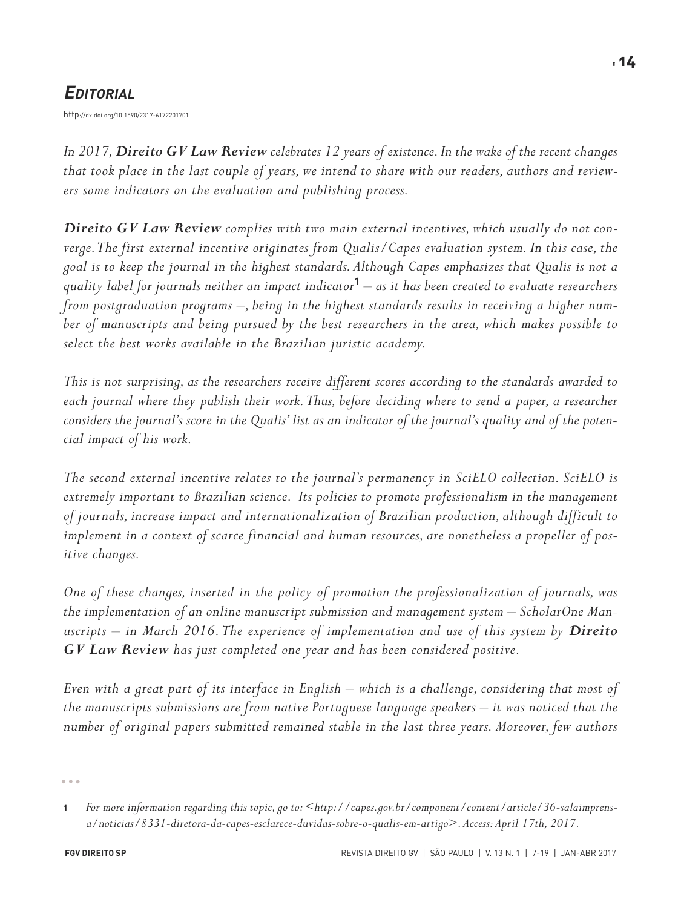# *EDITORIAL*

http://dx.doi.org/10.1590/2317-6172201701

*In 2017,* ***Direito GV Law Review*** *celebrates 12 years of existence. In the wake of the recent changes that took place in the last couple of years, we intend to share with our readers, authors and reviewers some indicators on the evaluation and publishing process.*

***Direito GV Law Review*** *complies with two main external incentives, which usually do not converge. The first external incentive originates from Qualis/Capes evaluation system. In this case, the goal is to keep the journal in the highest standards. Although Capes emphasizes that Qualis is not a quality label for journals neither an impact indicator*[1] *– as it has been created to evaluate researchers from postgraduation programs –, being in the highest standards results in receiving a higher number of manuscripts and being pursued by the best researchers in the area, which makes possible to select the best works available in the Brazilian juristic academy.*

*This is not surprising, as the researchers receive different scores according to the standards awarded to each journal where they publish their work. Thus, before deciding where to send a paper, a researcher considers the journal's score in the Qualis' list as an indicator of the journal's quality and of the potencial impact of his work.*

*The second external incentive relates to the journal's permanency in SciELO collection. SciELO is extremely important to Brazilian science. Its policies to promote professionalism in the management of journals, increase impact and internationalization of Brazilian production, although difficult to implement in a context of scarce financial and human resources, are nonetheless a propeller of positive changes.*

*One of these changes, inserted in the policy of promotion the professionalization of journals, was the implementation of an online manuscript submission and management system – ScholarOne Manuscripts – in March 2016. The experience of implementation and use of this system by* ***Direito GV Law Review*** *has just completed one year and has been considered positive.*

*Even with a great part of its interface in English – which is a challenge, considering that most of the manuscripts submissions are from native Portuguese language speakers – it was noticed that the number of original papers submitted remained stable in the last three years. Moreover, few authors*

---

1 *For more information regarding this topic, go to: <http://capes.gov.br/component/content/article/36-salaimprensa/noticias/8331-diretora-da-capes-esclarece-duvidas-sobre-o-qualis-em-artigo>. Access: April 17th, 2017.*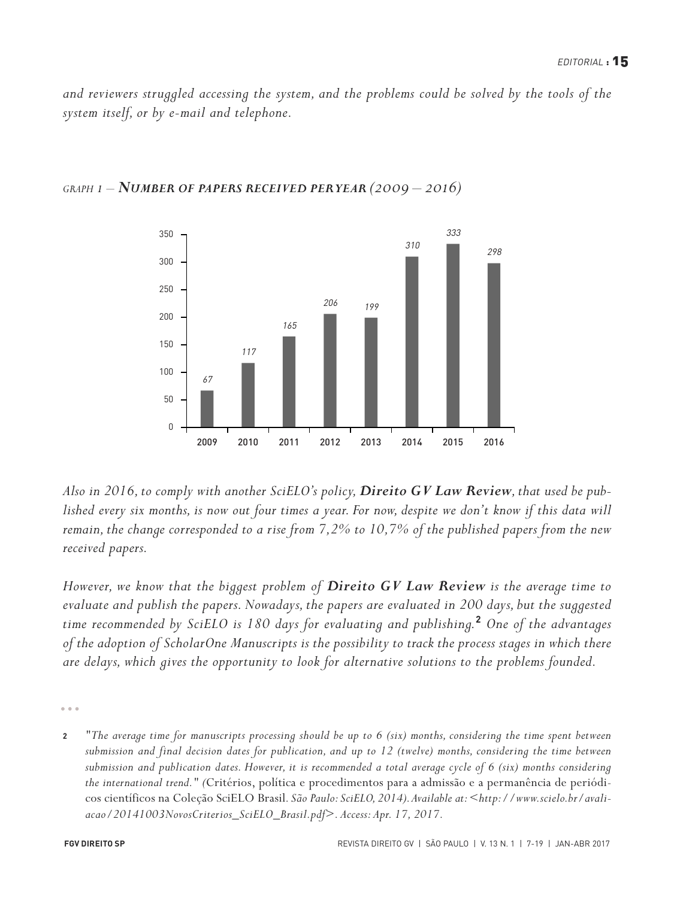*and reviewers struggled accessing the system, and the problems could be solved by the tools of the system itself, or by e-mail and telephone.*

*GRAPH 1 – **NUMBER OF PAPERS RECEIVED PER YEAR** (2009 – 2016)*

| Year | Papers received |
|---|---|
| 2009 | 67 |
| 2010 | 117 |
| 2011 | 165 |
| 2012 | 206 |
| 2013 | 199 |
| 2014 | 310 |
| 2015 | 333 |
| 2016 | 298 |

*Also in 2016, to comply with another SciELO's policy, **Direito GV Law Review**, that used be published every six months, is now out four times a year. For now, despite we don't know if this data will remain, the change corresponded to a rise from 7,2% to 10,7% of the published papers from the new received papers.*

*However, we know that the biggest problem of **Direito GV Law Review** is the average time to evaluate and publish the papers. Nowadays, the papers are evaluated in 200 days, but the suggested time recommended by SciELO is 180 days for evaluating and publishing.*[2] *One of the advantages of the adoption of ScholarOne Manuscripts is the possibility to track the process stages in which there are delays, which gives the opportunity to look for alternative solutions to the problems founded.*

---

2 "*The average time for manuscripts processing should be up to 6 (six) months, considering the time spent between submission and final decision dates for publication, and up to 12 (twelve) months, considering the time between submission and publication dates. However, it is recommended a total average cycle of 6 (six) months considering the international trend.*" (Critérios, política e procedimentos para a admissão e a permanência de periódicos científicos na Coleção SciELO Brasil. *São Paulo: SciELO, 2014). Available at: <http://www.scielo.br/avaliacao/20141003NovosCriterios_SciELO_Brasil.pdf>. Access: Apr. 17, 2017.*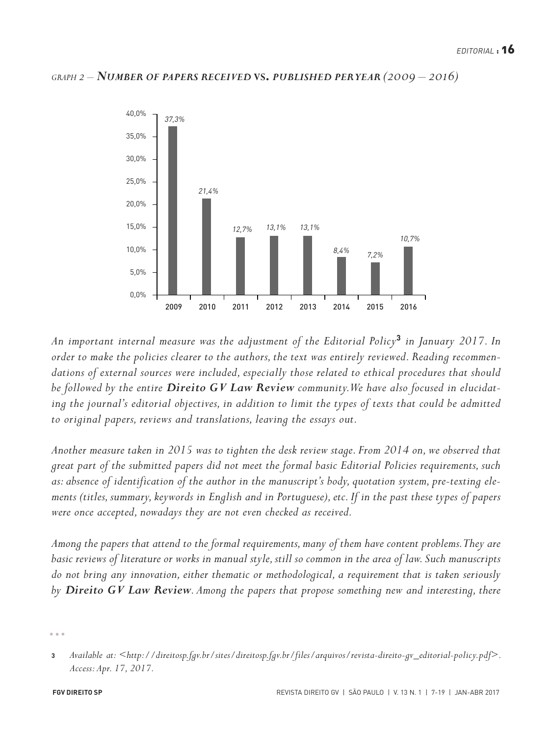*GRAPH 2 – **NUMBER OF PAPERS RECEIVED VS. PUBLISHED PER YEAR** (2009 – 2016)*

| Year | % |
|---|---|
| 2009 | 37,3% |
| 2010 | 21,4% |
| 2011 | 12,7% |
| 2012 | 13,1% |
| 2013 | 13,1% |
| 2014 | 8,4% |
| 2015 | 7,2% |
| 2016 | 10,7% |

*An important internal measure was the adjustment of the Editorial Policy[3] in January 2017. In order to make the policies clearer to the authors, the text was entirely reviewed. Reading recommendations of external sources were included, especially those related to ethical procedures that should be followed by the entire **Direito GV Law Review** community. We have also focused in elucidating the journal's editorial objectives, in addition to limit the types of texts that could be admitted to original papers, reviews and translations, leaving the essays out.*

*Another measure taken in 2015 was to tighten the desk review stage. From 2014 on, we observed that great part of the submitted papers did not meet the formal basic Editorial Policies requirements, such as: absence of identification of the author in the manuscript's body, quotation system, pre-texting elements (titles, summary, keywords in English and in Portuguese), etc. If in the past these types of papers were once accepted, nowadays they are not even checked as received.*

*Among the papers that attend to the formal requirements, many of them have content problems. They are basic reviews of literature or works in manual style, still so common in the area of law. Such manuscripts do not bring any innovation, either thematic or methodological, a requirement that is taken seriously by **Direito GV Law Review**. Among the papers that propose something new and interesting, there*

---

[3] *Available at: <http://direitosp.fgv.br/sites/direitosp.fgv.br/files/arquivos/revista-direito-gv_editorial-policy.pdf>. Access: Apr. 17, 2017.*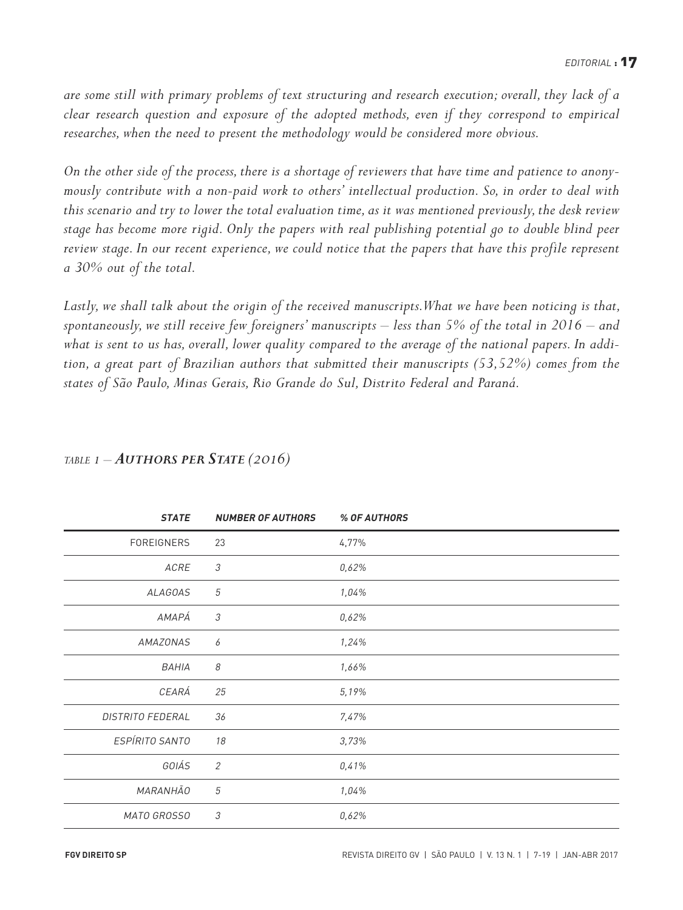*are some still with primary problems of text structuring and research execution; overall, they lack of a clear research question and exposure of the adopted methods, even if they correspond to empirical researches, when the need to present the methodology would be considered more obvious.*

*On the other side of the process, there is a shortage of reviewers that have time and patience to anonymously contribute with a non-paid work to others' intellectual production. So, in order to deal with this scenario and try to lower the total evaluation time, as it was mentioned previously, the desk review stage has become more rigid. Only the papers with real publishing potential go to double blind peer review stage. In our recent experience, we could notice that the papers that have this profile represent a 30% out of the total.*

*Lastly, we shall talk about the origin of the received manuscripts.What we have been noticing is that, spontaneously, we still receive few foreigners' manuscripts – less than 5% of the total in 2016 – and what is sent to us has, overall, lower quality compared to the average of the national papers. In addition, a great part of Brazilian authors that submitted their manuscripts (53,52%) comes from the states of São Paulo, Minas Gerais, Rio Grande do Sul, Distrito Federal and Paraná.*

*TABLE 1 –* ***AUTHORS PER STATE (2016)***

| STATE | NUMBER OF AUTHORS | % OF AUTHORS |
|---|---|---|
| FOREIGNERS | 23 | 4,77% |
| ACRE | 3 | 0,62% |
| ALAGOAS | 5 | 1,04% |
| AMAPÁ | 3 | 0,62% |
| AMAZONAS | 6 | 1,24% |
| BAHIA | 8 | 1,66% |
| CEARÁ | 25 | 5,19% |
| DISTRITO FEDERAL | 36 | 7,47% |
| ESPÍRITO SANTO | 18 | 3,73% |
| GOIÁS | 2 | 0,41% |
| MARANHÃO | 5 | 1,04% |
| MATO GROSSO | 3 | 0,62% |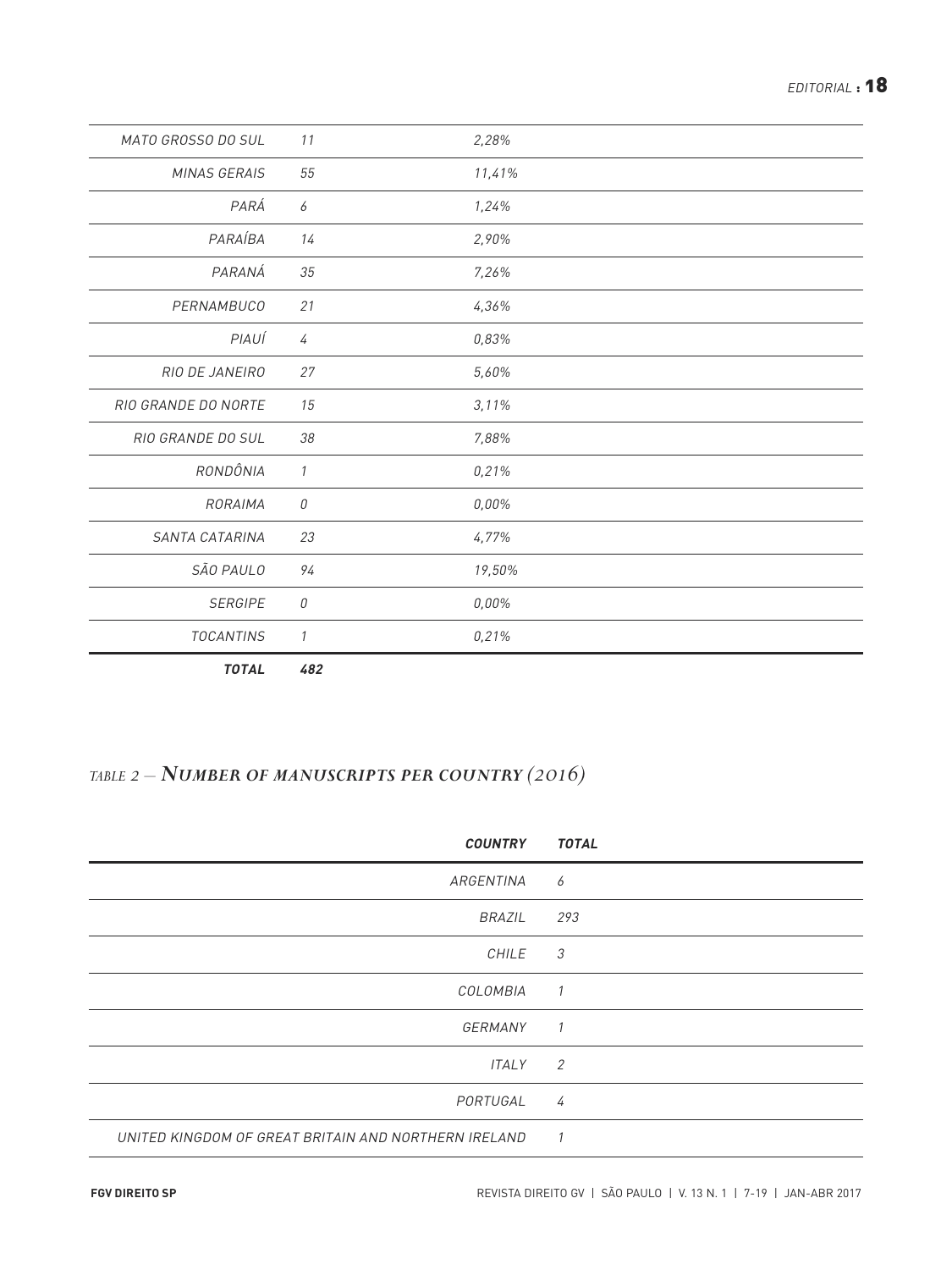| | | |
|---|---|---|
| *MATO GROSSO DO SUL* | *11* | *2,28%* |
| *MINAS GERAIS* | *55* | *11,41%* |
| *PARÁ* | *6* | *1,24%* |
| *PARAÍBA* | *14* | *2,90%* |
| *PARANÁ* | *35* | *7,26%* |
| *PERNAMBUCO* | *21* | *4,36%* |
| *PIAUÍ* | *4* | *0,83%* |
| *RIO DE JANEIRO* | *27* | *5,60%* |
| *RIO GRANDE DO NORTE* | *15* | *3,11%* |
| *RIO GRANDE DO SUL* | *38* | *7,88%* |
| *RONDÔNIA* | *1* | *0,21%* |
| *RORAIMA* | *0* | *0,00%* |
| *SANTA CATARINA* | *23* | *4,77%* |
| *SÃO PAULO* | *94* | *19,50%* |
| *SERGIPE* | *0* | *0,00%* |
| *TOCANTINS* | *1* | *0,21%* |
| ***TOTAL*** | ***482*** | |

### *TABLE 2 – **Number of manuscripts per country (2016)***

| ***COUNTRY*** | ***TOTAL*** |
|---|---|
| *ARGENTINA* | *6* |
| *BRAZIL* | *293* |
| *CHILE* | *3* |
| *COLOMBIA* | *1* |
| *GERMANY* | *1* |
| *ITALY* | *2* |
| *PORTUGAL* | *4* |
| *UNITED KINGDOM OF GREAT BRITAIN AND NORTHERN IRELAND* | *1* |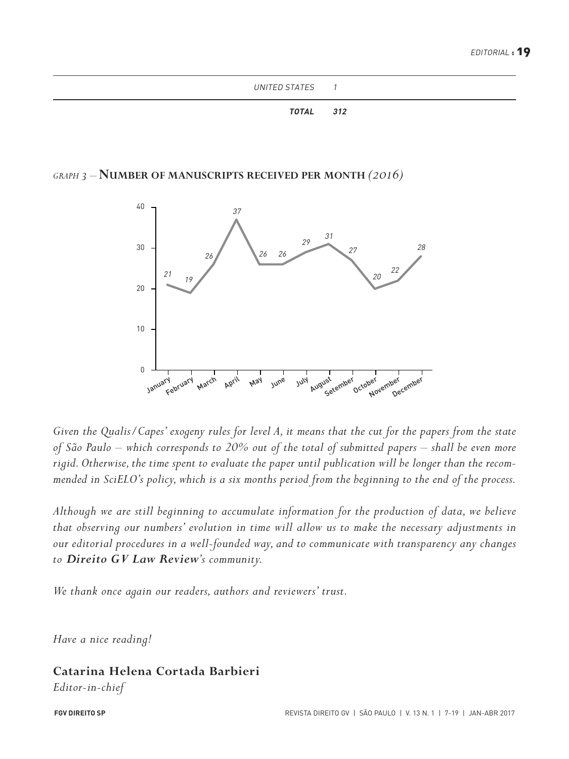| | |
|---|---|
| *UNITED STATES* | *1* |
| ***TOTAL*** | ***312*** |

*GRAPH 3* – **NUMBER OF MANUSCRIPTS RECEIVED PER MONTH** *(2016)*

40
30
20
10
0

21 19 26 37 26 26 29 31 27 20 22 28

January February March April May June July August Setember October November December

*Given the Qualis/Capes' exogeny rules for level A, it means that the cut for the papers from the state of São Paulo – which corresponds to 20% out of the total of submitted papers – shall be even more rigid. Otherwise, the time spent to evaluate the paper until publication will be longer than the recommended in SciELO's policy, which is a six months period from the beginning to the end of the process.*

*Although we are still beginning to accumulate information for the production of data, we believe that observing our numbers' evolution in time will allow us to make the necessary adjustments in our editorial procedures in a well-founded way, and to communicate with transparency any changes to* ***Direito GV Law Review****'s community.*

*We thank once again our readers, authors and reviewers' trust.*

*Have a nice reading!*

**Catarina Helena Cortada Barbieri**
*Editor-in-chief*